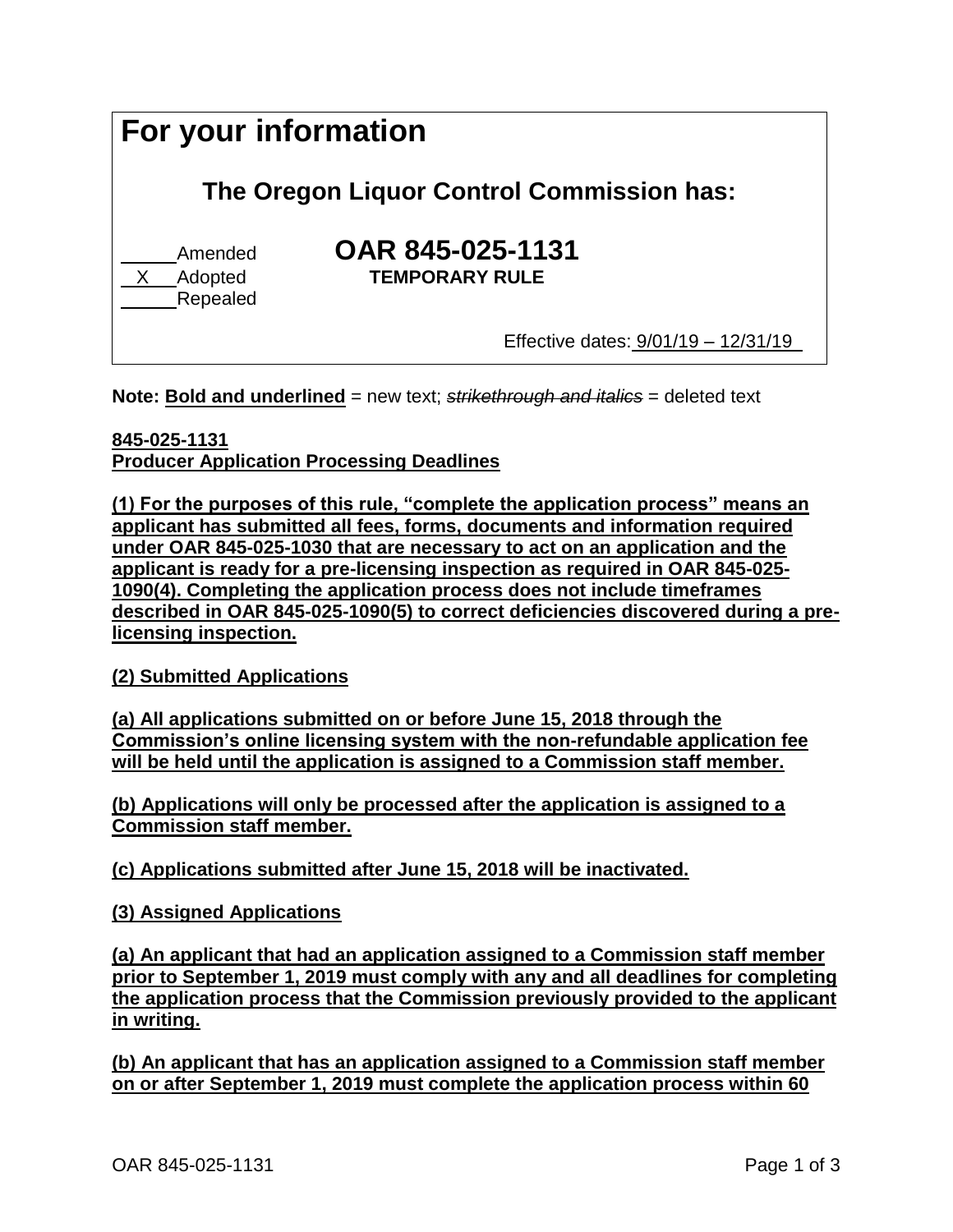# For your information

## The Oregon Liquor Control Commission has:

_____ Amended

__X__ Adopted

_____ Repealed

**OAR 845-025-1131**

**TEMPORARY RULE**

Effective dates: 9/01/19 – 12/31/19

**Note:** **Bold and underlined** = new text; ~~*strikethrough and italics*~~ = deleted text

**845-025-1131**
**Producer Application Processing Deadlines**

**(1) For the purposes of this rule, "complete the application process" means an applicant has submitted all fees, forms, documents and information required under OAR 845-025-1030 that are necessary to act on an application and the applicant is ready for a pre-licensing inspection as required in OAR 845-025-1090(4). Completing the application process does not include timeframes described in OAR 845-025-1090(5) to correct deficiencies discovered during a pre-licensing inspection.**

**(2) Submitted Applications**

**(a) All applications submitted on or before June 15, 2018 through the Commission's online licensing system with the non-refundable application fee will be held until the application is assigned to a Commission staff member.**

**(b) Applications will only be processed after the application is assigned to a Commission staff member.**

**(c) Applications submitted after June 15, 2018 will be inactivated.**

**(3) Assigned Applications**

**(a) An applicant that had an application assigned to a Commission staff member prior to September 1, 2019 must comply with any and all deadlines for completing the application process that the Commission previously provided to the applicant in writing.**

**(b) An applicant that has an application assigned to a Commission staff member on or after September 1, 2019 must complete the application process within 60**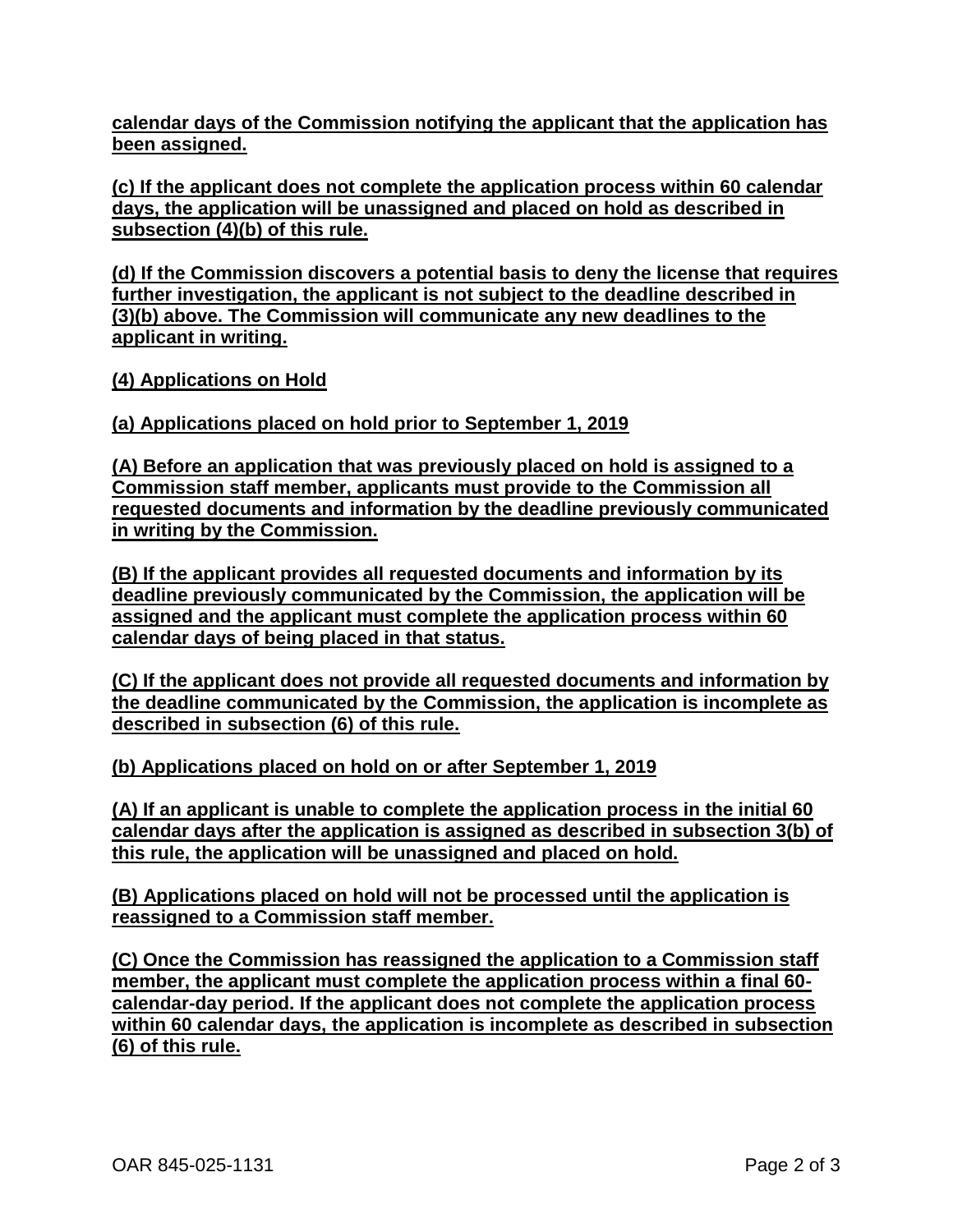**calendar days of the Commission notifying the applicant that the application has been assigned.**

**(c) If the applicant does not complete the application process within 60 calendar days, the application will be unassigned and placed on hold as described in subsection (4)(b) of this rule.**

**(d) If the Commission discovers a potential basis to deny the license that requires further investigation, the applicant is not subject to the deadline described in (3)(b) above. The Commission will communicate any new deadlines to the applicant in writing.**

**(4) Applications on Hold**

**(a) Applications placed on hold prior to September 1, 2019**

**(A) Before an application that was previously placed on hold is assigned to a Commission staff member, applicants must provide to the Commission all requested documents and information by the deadline previously communicated in writing by the Commission.**

**(B) If the applicant provides all requested documents and information by its deadline previously communicated by the Commission, the application will be assigned and the applicant must complete the application process within 60 calendar days of being placed in that status.**

**(C) If the applicant does not provide all requested documents and information by the deadline communicated by the Commission, the application is incomplete as described in subsection (6) of this rule.**

**(b) Applications placed on hold on or after September 1, 2019**

**(A) If an applicant is unable to complete the application process in the initial 60 calendar days after the application is assigned as described in subsection 3(b) of this rule, the application will be unassigned and placed on hold.**

**(B) Applications placed on hold will not be processed until the application is reassigned to a Commission staff member.**

**(C) Once the Commission has reassigned the application to a Commission staff member, the applicant must complete the application process within a final 60-calendar-day period. If the applicant does not complete the application process within 60 calendar days, the application is incomplete as described in subsection (6) of this rule.**

OAR 845-025-1131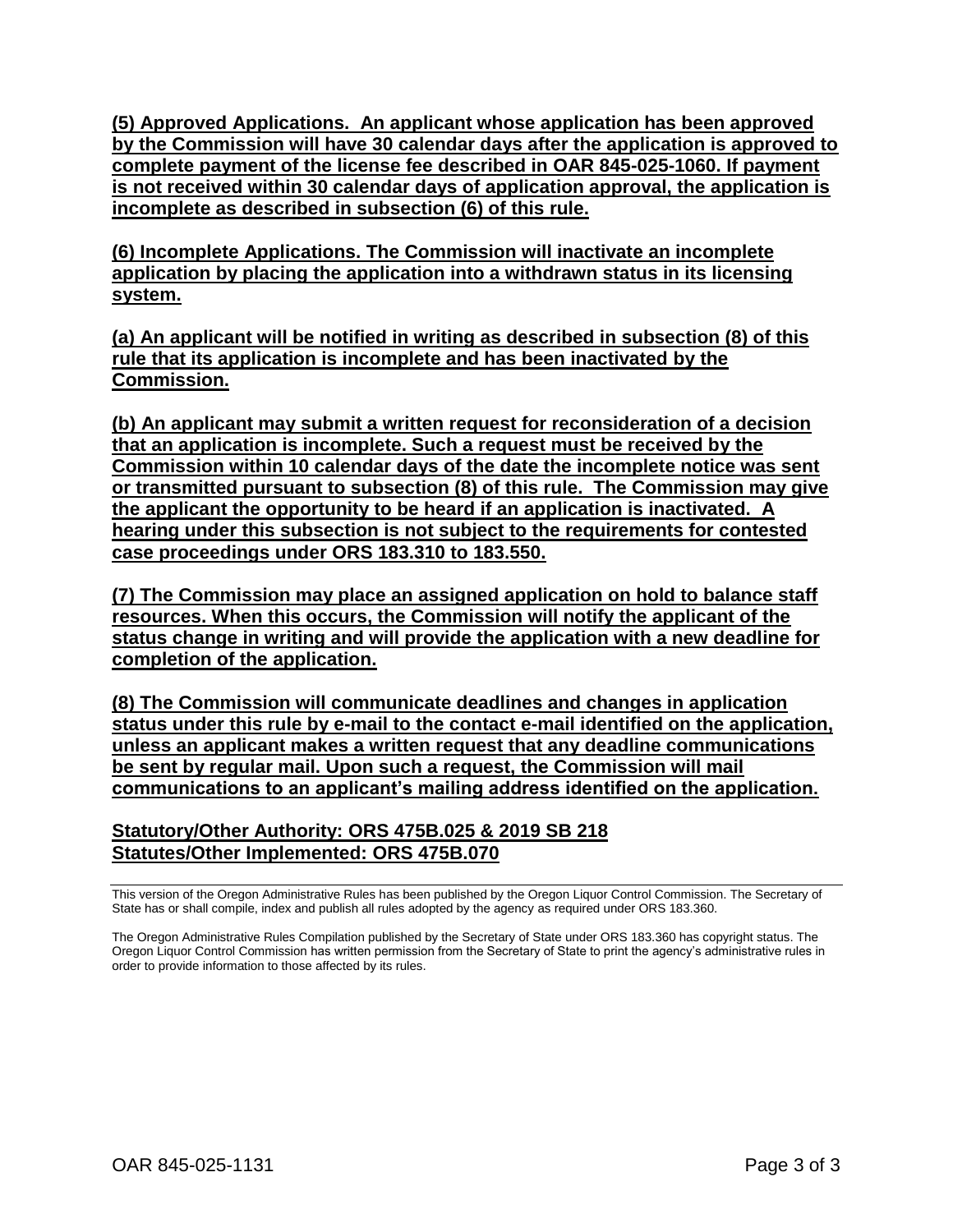**(5) Approved Applications. An applicant whose application has been approved by the Commission will have 30 calendar days after the application is approved to complete payment of the license fee described in OAR 845-025-1060. If payment is not received within 30 calendar days of application approval, the application is incomplete as described in subsection (6) of this rule.**

**(6) Incomplete Applications. The Commission will inactivate an incomplete application by placing the application into a withdrawn status in its licensing system.**

**(a) An applicant will be notified in writing as described in subsection (8) of this rule that its application is incomplete and has been inactivated by the Commission.**

**(b) An applicant may submit a written request for reconsideration of a decision that an application is incomplete. Such a request must be received by the Commission within 10 calendar days of the date the incomplete notice was sent or transmitted pursuant to subsection (8) of this rule. The Commission may give the applicant the opportunity to be heard if an application is inactivated. A hearing under this subsection is not subject to the requirements for contested case proceedings under ORS 183.310 to 183.550.**

**(7) The Commission may place an assigned application on hold to balance staff resources. When this occurs, the Commission will notify the applicant of the status change in writing and will provide the application with a new deadline for completion of the application.**

**(8) The Commission will communicate deadlines and changes in application status under this rule by e-mail to the contact e-mail identified on the application, unless an applicant makes a written request that any deadline communications be sent by regular mail. Upon such a request, the Commission will mail communications to an applicant's mailing address identified on the application.**

**Statutory/Other Authority: ORS 475B.025 & 2019 SB 218**
**Statutes/Other Implemented: ORS 475B.070**

---

This version of the Oregon Administrative Rules has been published by the Oregon Liquor Control Commission. The Secretary of State has or shall compile, index and publish all rules adopted by the agency as required under ORS 183.360.

The Oregon Administrative Rules Compilation published by the Secretary of State under ORS 183.360 has copyright status. The Oregon Liquor Control Commission has written permission from the Secretary of State to print the agency's administrative rules in order to provide information to those affected by its rules.